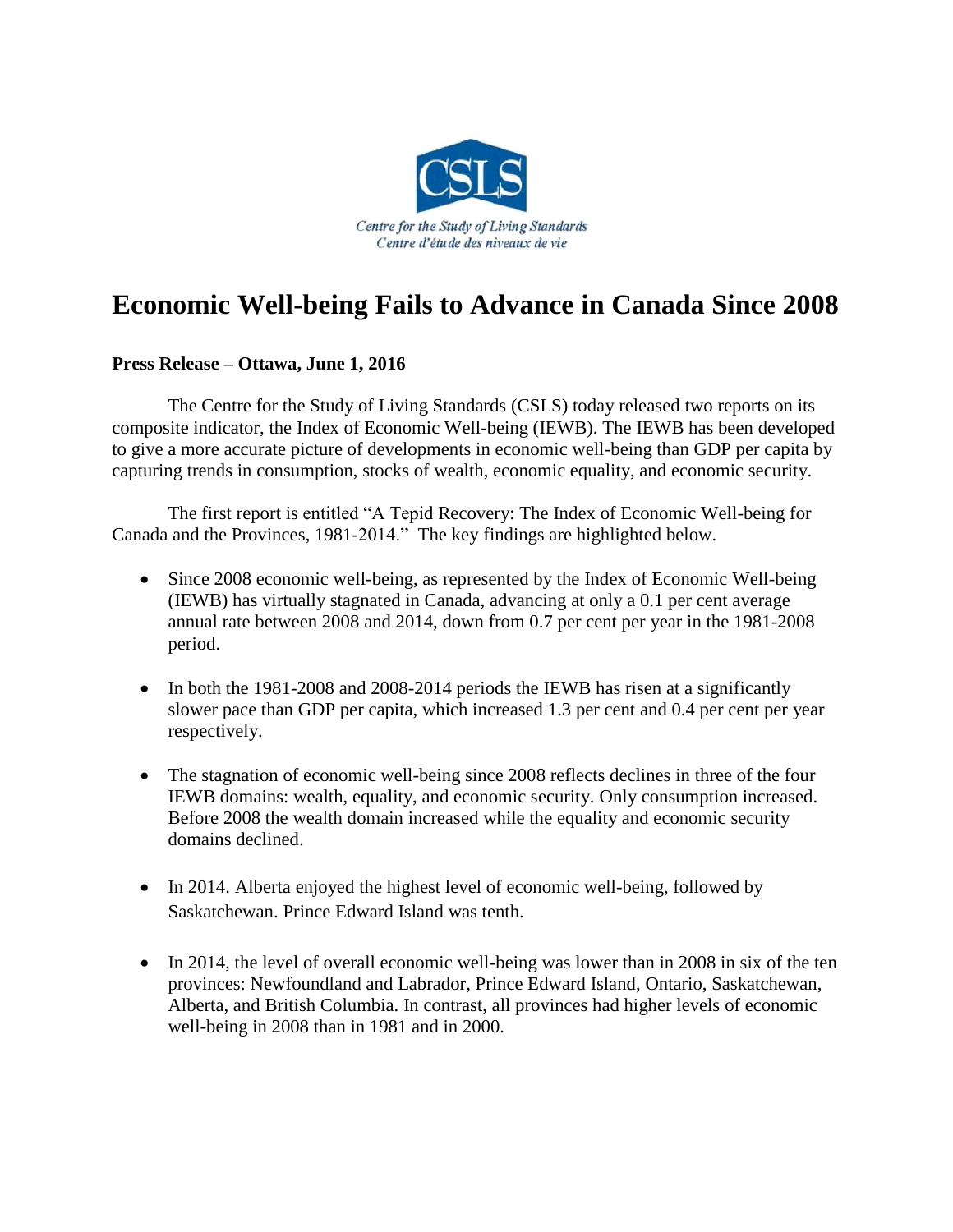CSLS

*Centre for the Study of Living Standards*
*Centre d'étude des niveaux de vie*

# Economic Well-being Fails to Advance in Canada Since 2008

**Press Release – Ottawa, June 1, 2016**

The Centre for the Study of Living Standards (CSLS) today released two reports on its composite indicator, the Index of Economic Well-being (IEWB). The IEWB has been developed to give a more accurate picture of developments in economic well-being than GDP per capita by capturing trends in consumption, stocks of wealth, economic equality, and economic security.

The first report is entitled "A Tepid Recovery: The Index of Economic Well-being for Canada and the Provinces, 1981-2014." The key findings are highlighted below.

- Since 2008 economic well-being, as represented by the Index of Economic Well-being (IEWB) has virtually stagnated in Canada, advancing at only a 0.1 per cent average annual rate between 2008 and 2014, down from 0.7 per cent per year in the 1981-2008 period.

- In both the 1981-2008 and 2008-2014 periods the IEWB has risen at a significantly slower pace than GDP per capita, which increased 1.3 per cent and 0.4 per cent per year respectively.

- The stagnation of economic well-being since 2008 reflects declines in three of the four IEWB domains: wealth, equality, and economic security. Only consumption increased. Before 2008 the wealth domain increased while the equality and economic security domains declined.

- In 2014. Alberta enjoyed the highest level of economic well-being, followed by Saskatchewan. Prince Edward Island was tenth.

- In 2014, the level of overall economic well-being was lower than in 2008 in six of the ten provinces: Newfoundland and Labrador, Prince Edward Island, Ontario, Saskatchewan, Alberta, and British Columbia. In contrast, all provinces had higher levels of economic well-being in 2008 than in 1981 and in 2000.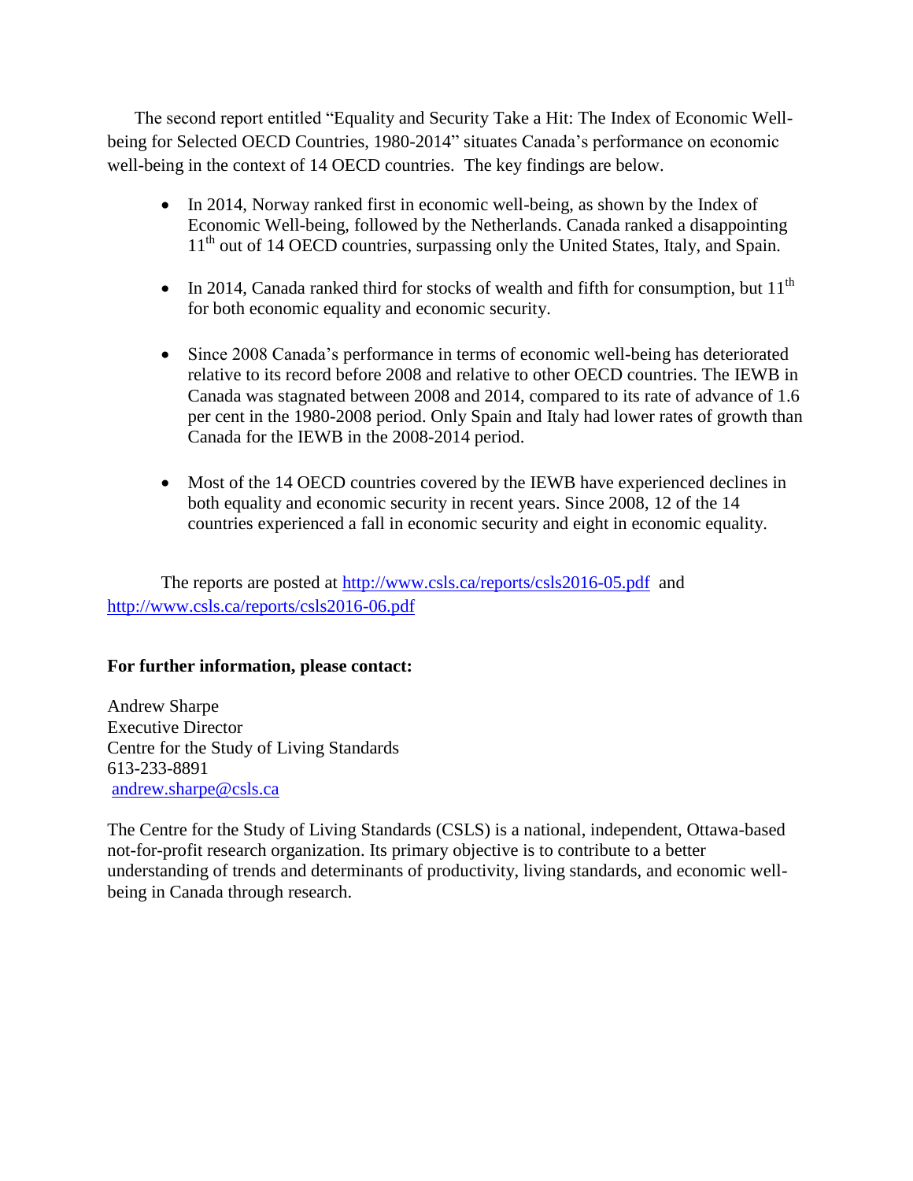The second report entitled "Equality and Security Take a Hit: The Index of Economic Well-being for Selected OECD Countries, 1980-2014" situates Canada's performance on economic well-being in the context of 14 OECD countries. The key findings are below.

- In 2014, Norway ranked first in economic well-being, as shown by the Index of Economic Well-being, followed by the Netherlands. Canada ranked a disappointing 11th out of 14 OECD countries, surpassing only the United States, Italy, and Spain.

- In 2014, Canada ranked third for stocks of wealth and fifth for consumption, but 11th for both economic equality and economic security.

- Since 2008 Canada's performance in terms of economic well-being has deteriorated relative to its record before 2008 and relative to other OECD countries. The IEWB in Canada was stagnated between 2008 and 2014, compared to its rate of advance of 1.6 per cent in the 1980-2008 period. Only Spain and Italy had lower rates of growth than Canada for the IEWB in the 2008-2014 period.

- Most of the 14 OECD countries covered by the IEWB have experienced declines in both equality and economic security in recent years. Since 2008, 12 of the 14 countries experienced a fall in economic security and eight in economic equality.

The reports are posted at http://www.csls.ca/reports/csls2016-05.pdf and http://www.csls.ca/reports/csls2016-06.pdf

**For further information, please contact:**

Andrew Sharpe
Executive Director
Centre for the Study of Living Standards
613-233-8891
andrew.sharpe@csls.ca

The Centre for the Study of Living Standards (CSLS) is a national, independent, Ottawa-based not-for-profit research organization. Its primary objective is to contribute to a better understanding of trends and determinants of productivity, living standards, and economic well-being in Canada through research.